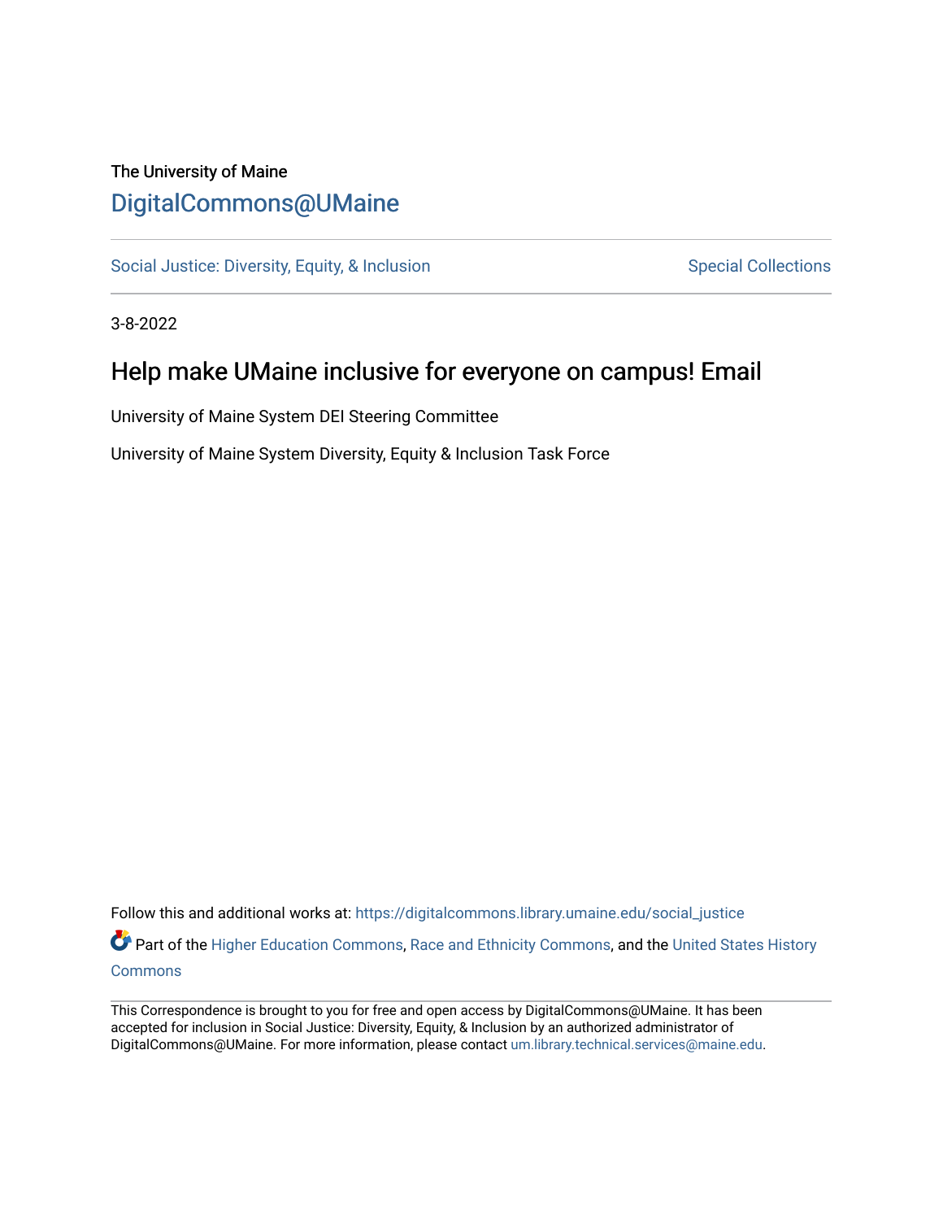The University of Maine

# DigitalCommons@UMaine

Social Justice: Diversity, Equity, & Inclusion                Special Collections

3-8-2022

## Help make UMaine inclusive for everyone on campus! Email

University of Maine System DEI Steering Committee

University of Maine System Diversity, Equity & Inclusion Task Force

Follow this and additional works at: https://digitalcommons.library.umaine.edu/social_justice

Part of the Higher Education Commons, Race and Ethnicity Commons, and the United States History Commons

This Correspondence is brought to you for free and open access by DigitalCommons@UMaine. It has been accepted for inclusion in Social Justice: Diversity, Equity, & Inclusion by an authorized administrator of DigitalCommons@UMaine. For more information, please contact um.library.technical.services@maine.edu.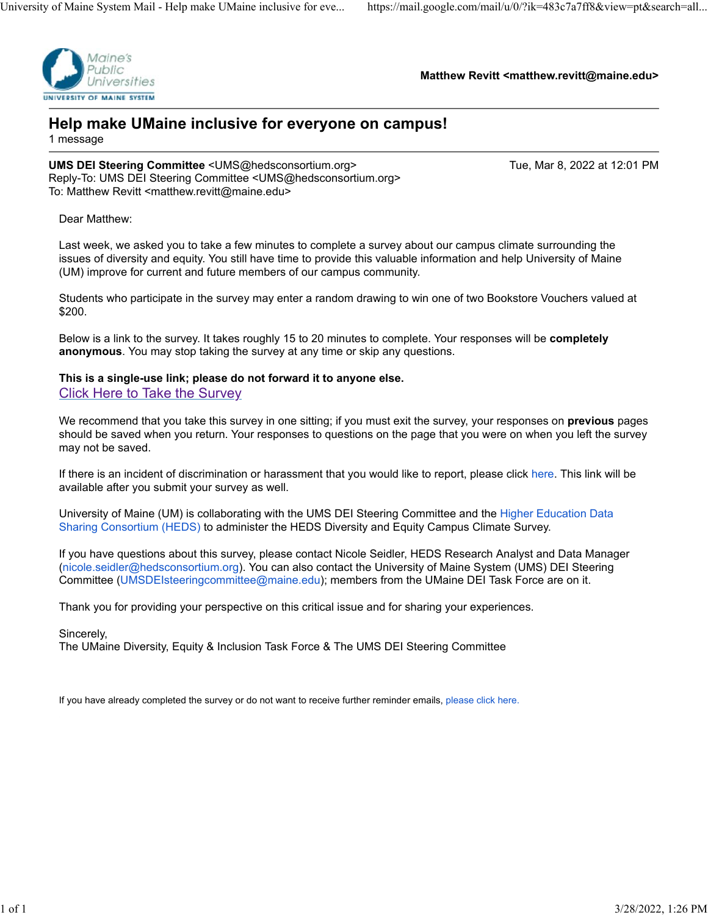Maine's Public Universities
UNIVERSITY OF MAINE SYSTEM

**Matthew Revitt <matthew.revitt@maine.edu>**

# Help make UMaine inclusive for everyone on campus!

1 message

**UMS DEI Steering Committee** <UMS@hedsconsortium.org> — Tue, Mar 8, 2022 at 12:01 PM
Reply-To: UMS DEI Steering Committee <UMS@hedsconsortium.org>
To: Matthew Revitt <matthew.revitt@maine.edu>

Dear Matthew:

Last week, we asked you to take a few minutes to complete a survey about our campus climate surrounding the issues of diversity and equity. You still have time to provide this valuable information and help University of Maine (UM) improve for current and future members of our campus community.

Students who participate in the survey may enter a random drawing to win one of two Bookstore Vouchers valued at $200.

Below is a link to the survey. It takes roughly 15 to 20 minutes to complete. Your responses will be **completely anonymous**. You may stop taking the survey at any time or skip any questions.

**This is a single-use link; please do not forward it to anyone else.**
Click Here to Take the Survey

We recommend that you take this survey in one sitting; if you must exit the survey, your responses on **previous** pages should be saved when you return. Your responses to questions on the page that you were on when you left the survey may not be saved.

If there is an incident of discrimination or harassment that you would like to report, please click here. This link will be available after you submit your survey as well.

University of Maine (UM) is collaborating with the UMS DEI Steering Committee and the Higher Education Data Sharing Consortium (HEDS) to administer the HEDS Diversity and Equity Campus Climate Survey.

If you have questions about this survey, please contact Nicole Seidler, HEDS Research Analyst and Data Manager (nicole.seidler@hedsconsortium.org). You can also contact the University of Maine System (UMS) DEI Steering Committee (UMSDEIsteeringcommittee@maine.edu); members from the UMaine DEI Task Force are on it.

Thank you for providing your perspective on this critical issue and for sharing your experiences.

Sincerely,
The UMaine Diversity, Equity & Inclusion Task Force & The UMS DEI Steering Committee

If you have already completed the survey or do not want to receive further reminder emails, please click here.